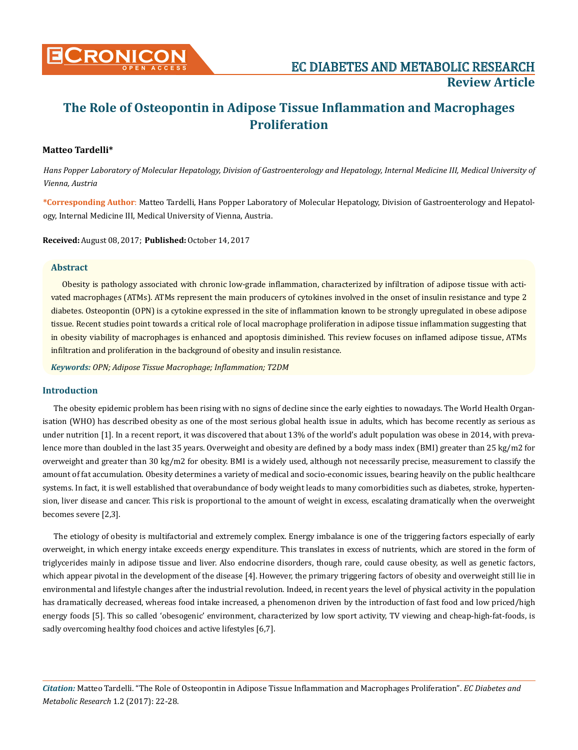Review Article

# The Role of Osteopontin in Adipose Tissue Inflammation and Macrophages Proliferation

**Matteo Tardelli***

*Hans Popper Laboratory of Molecular Hepatology, Division of Gastroenterology and Hepatology, Internal Medicine III, Medical University of Vienna, Austria*

**\*Corresponding Author**: Matteo Tardelli, Hans Popper Laboratory of Molecular Hepatology, Division of Gastroenterology and Hepatology, Internal Medicine III, Medical University of Vienna, Austria.

**Received:** August 08, 2017; **Published:** October 14, 2017

## Abstract

Obesity is pathology associated with chronic low-grade inflammation, characterized by infiltration of adipose tissue with activated macrophages (ATMs). ATMs represent the main producers of cytokines involved in the onset of insulin resistance and type 2 diabetes. Osteopontin (OPN) is a cytokine expressed in the site of inflammation known to be strongly upregulated in obese adipose tissue. Recent studies point towards a critical role of local macrophage proliferation in adipose tissue inflammation suggesting that in obesity viability of macrophages is enhanced and apoptosis diminished. This review focuses on inflamed adipose tissue, ATMs infiltration and proliferation in the background of obesity and insulin resistance.

***Keywords:*** *OPN; Adipose Tissue Macrophage; Inflammation; T2DM*

## Introduction

The obesity epidemic problem has been rising with no signs of decline since the early eighties to nowadays. The World Health Organisation (WHO) has described obesity as one of the most serious global health issue in adults, which has become recently as serious as under nutrition [1]. In a recent report, it was discovered that about 13% of the world's adult population was obese in 2014, with prevalence more than doubled in the last 35 years. Overweight and obesity are defined by a body mass index (BMI) greater than 25 kg/m2 for overweight and greater than 30 kg/m2 for obesity. BMI is a widely used, although not necessarily precise, measurement to classify the amount of fat accumulation. Obesity determines a variety of medical and socio-economic issues, bearing heavily on the public healthcare systems. In fact, it is well established that overabundance of body weight leads to many comorbidities such as diabetes, stroke, hypertension, liver disease and cancer. This risk is proportional to the amount of weight in excess, escalating dramatically when the overweight becomes severe [2,3].

The etiology of obesity is multifactorial and extremely complex. Energy imbalance is one of the triggering factors especially of early overweight, in which energy intake exceeds energy expenditure. This translates in excess of nutrients, which are stored in the form of triglycerides mainly in adipose tissue and liver. Also endocrine disorders, though rare, could cause obesity, as well as genetic factors, which appear pivotal in the development of the disease [4]. However, the primary triggering factors of obesity and overweight still lie in environmental and lifestyle changes after the industrial revolution. Indeed, in recent years the level of physical activity in the population has dramatically decreased, whereas food intake increased, a phenomenon driven by the introduction of fast food and low priced/high energy foods [5]. This so called 'obesogenic' environment, characterized by low sport activity, TV viewing and cheap-high-fat-foods, is sadly overcoming healthy food choices and active lifestyles [6,7].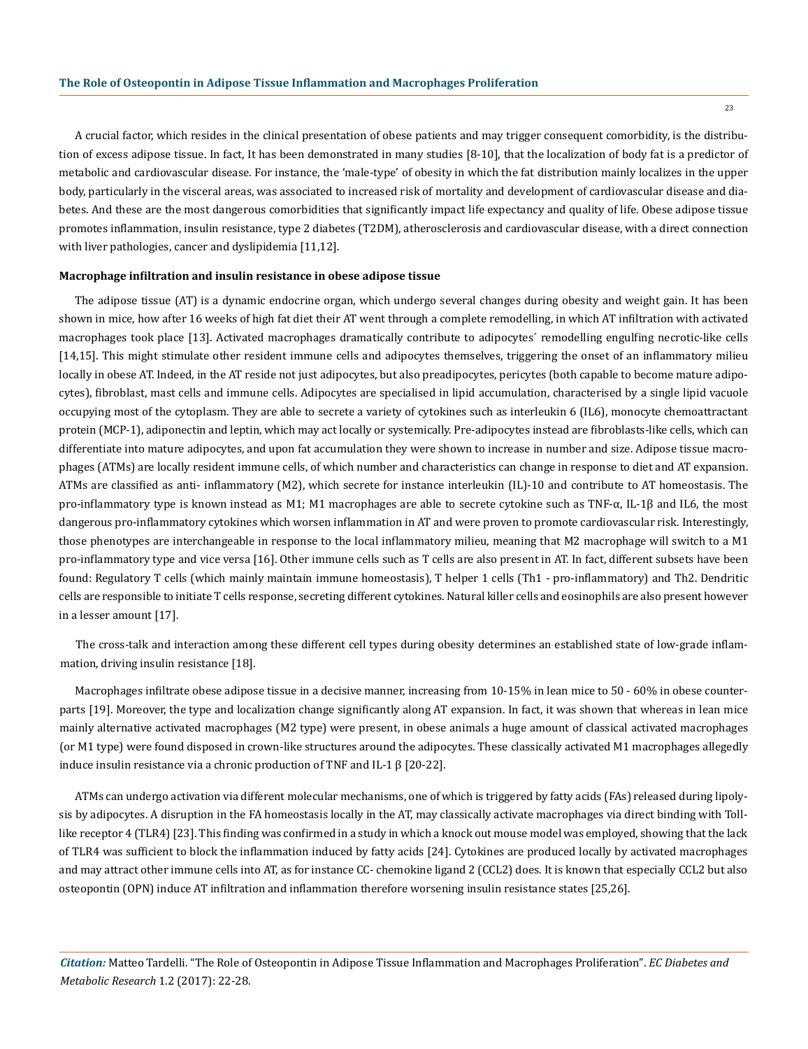A crucial factor, which resides in the clinical presentation of obese patients and may trigger consequent comorbidity, is the distribution of excess adipose tissue. In fact, It has been demonstrated in many studies [8-10], that the localization of body fat is a predictor of metabolic and cardiovascular disease. For instance, the 'male-type' of obesity in which the fat distribution mainly localizes in the upper body, particularly in the visceral areas, was associated to increased risk of mortality and development of cardiovascular disease and diabetes. And these are the most dangerous comorbidities that significantly impact life expectancy and quality of life. Obese adipose tissue promotes inflammation, insulin resistance, type 2 diabetes (T2DM), atherosclerosis and cardiovascular disease, with a direct connection with liver pathologies, cancer and dyslipidemia [11,12].

**Macrophage infiltration and insulin resistance in obese adipose tissue**

The adipose tissue (AT) is a dynamic endocrine organ, which undergo several changes during obesity and weight gain. It has been shown in mice, how after 16 weeks of high fat diet their AT went through a complete remodelling, in which AT infiltration with activated macrophages took place [13]. Activated macrophages dramatically contribute to adipocytes´ remodelling engulfing necrotic-like cells [14,15]. This might stimulate other resident immune cells and adipocytes themselves, triggering the onset of an inflammatory milieu locally in obese AT. Indeed, in the AT reside not just adipocytes, but also preadipocytes, pericytes (both capable to become mature adipocytes), fibroblast, mast cells and immune cells. Adipocytes are specialised in lipid accumulation, characterised by a single lipid vacuole occupying most of the cytoplasm. They are able to secrete a variety of cytokines such as interleukin 6 (IL6), monocyte chemoattractant protein (MCP-1), adiponectin and leptin, which may act locally or systemically. Pre-adipocytes instead are fibroblasts-like cells, which can differentiate into mature adipocytes, and upon fat accumulation they were shown to increase in number and size. Adipose tissue macrophages (ATMs) are locally resident immune cells, of which number and characteristics can change in response to diet and AT expansion. ATMs are classified as anti- inflammatory (M2), which secrete for instance interleukin (IL)-10 and contribute to AT homeostasis. The pro-inflammatory type is known instead as M1; M1 macrophages are able to secrete cytokine such as TNF-α, IL-1β and IL6, the most dangerous pro-inflammatory cytokines which worsen inflammation in AT and were proven to promote cardiovascular risk. Interestingly, those phenotypes are interchangeable in response to the local inflammatory milieu, meaning that M2 macrophage will switch to a M1 pro-inflammatory type and vice versa [16]. Other immune cells such as T cells are also present in AT. In fact, different subsets have been found: Regulatory T cells (which mainly maintain immune homeostasis), T helper 1 cells (Th1 - pro-inflammatory) and Th2. Dendritic cells are responsible to initiate T cells response, secreting different cytokines. Natural killer cells and eosinophils are also present however in a lesser amount [17].

The cross-talk and interaction among these different cell types during obesity determines an established state of low-grade inflammation, driving insulin resistance [18].

Macrophages infiltrate obese adipose tissue in a decisive manner, increasing from 10-15% in lean mice to 50 - 60% in obese counterparts [19]. Moreover, the type and localization change significantly along AT expansion. In fact, it was shown that whereas in lean mice mainly alternative activated macrophages (M2 type) were present, in obese animals a huge amount of classical activated macrophages (or M1 type) were found disposed in crown-like structures around the adipocytes. These classically activated M1 macrophages allegedly induce insulin resistance via a chronic production of TNF and IL-1 β [20-22].

ATMs can undergo activation via different molecular mechanisms, one of which is triggered by fatty acids (FAs) released during lipolysis by adipocytes. A disruption in the FA homeostasis locally in the AT, may classically activate macrophages via direct binding with Toll-like receptor 4 (TLR4) [23]. This finding was confirmed in a study in which a knock out mouse model was employed, showing that the lack of TLR4 was sufficient to block the inflammation induced by fatty acids [24]. Cytokines are produced locally by activated macrophages and may attract other immune cells into AT, as for instance CC- chemokine ligand 2 (CCL2) does. It is known that especially CCL2 but also osteopontin (OPN) induce AT infiltration and inflammation therefore worsening insulin resistance states [25,26].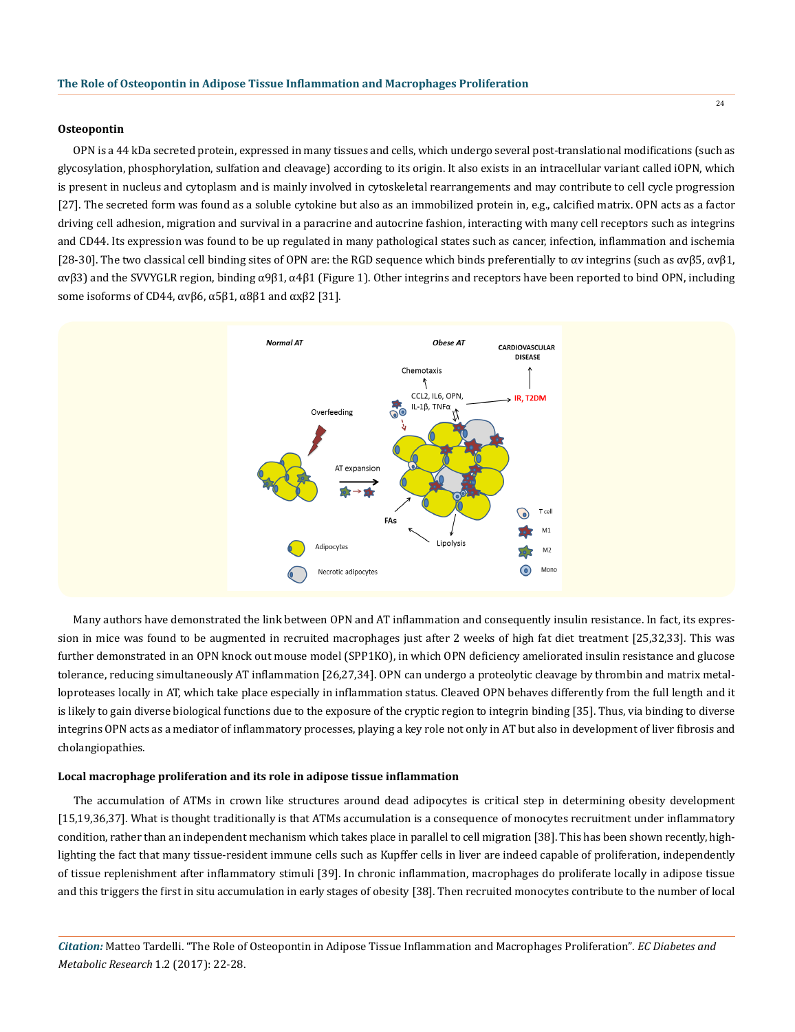### Osteopontin

OPN is a 44 kDa secreted protein, expressed in many tissues and cells, which undergo several post-translational modifications (such as glycosylation, phosphorylation, sulfation and cleavage) according to its origin. It also exists in an intracellular variant called iOPN, which is present in nucleus and cytoplasm and is mainly involved in cytoskeletal rearrangements and may contribute to cell cycle progression [27]. The secreted form was found as a soluble cytokine but also as an immobilized protein in, e.g., calcified matrix. OPN acts as a factor driving cell adhesion, migration and survival in a paracrine and autocrine fashion, interacting with many cell receptors such as integrins and CD44. Its expression was found to be up regulated in many pathological states such as cancer, infection, inflammation and ischemia [28-30]. The two classical cell binding sites of OPN are: the RGD sequence which binds preferentially to αv integrins (such as αvβ5, αvβ1, αvβ3) and the SVVYGLR region, binding α9β1, α4β1 (Figure 1). Other integrins and receptors have been reported to bind OPN, including some isoforms of CD44, αvβ6, α5β1, α8β1 and αxβ2 [31].

Many authors have demonstrated the link between OPN and AT inflammation and consequently insulin resistance. In fact, its expression in mice was found to be augmented in recruited macrophages just after 2 weeks of high fat diet treatment [25,32,33]. This was further demonstrated in an OPN knock out mouse model (SPP1KO), in which OPN deficiency ameliorated insulin resistance and glucose tolerance, reducing simultaneously AT inflammation [26,27,34]. OPN can undergo a proteolytic cleavage by thrombin and matrix metalloproteases locally in AT, which take place especially in inflammation status. Cleaved OPN behaves differently from the full length and it is likely to gain diverse biological functions due to the exposure of the cryptic region to integrin binding [35]. Thus, via binding to diverse integrins OPN acts as a mediator of inflammatory processes, playing a key role not only in AT but also in development of liver fibrosis and cholangiopathies.

### Local macrophage proliferation and its role in adipose tissue inflammation

The accumulation of ATMs in crown like structures around dead adipocytes is critical step in determining obesity development [15,19,36,37]. What is thought traditionally is that ATMs accumulation is a consequence of monocytes recruitment under inflammatory condition, rather than an independent mechanism which takes place in parallel to cell migration [38]. This has been shown recently, highlighting the fact that many tissue-resident immune cells such as Kupffer cells in liver are indeed capable of proliferation, independently of tissue replenishment after inflammatory stimuli [39]. In chronic inflammation, macrophages do proliferate locally in adipose tissue and this triggers the first in situ accumulation in early stages of obesity [38]. Then recruited monocytes contribute to the number of local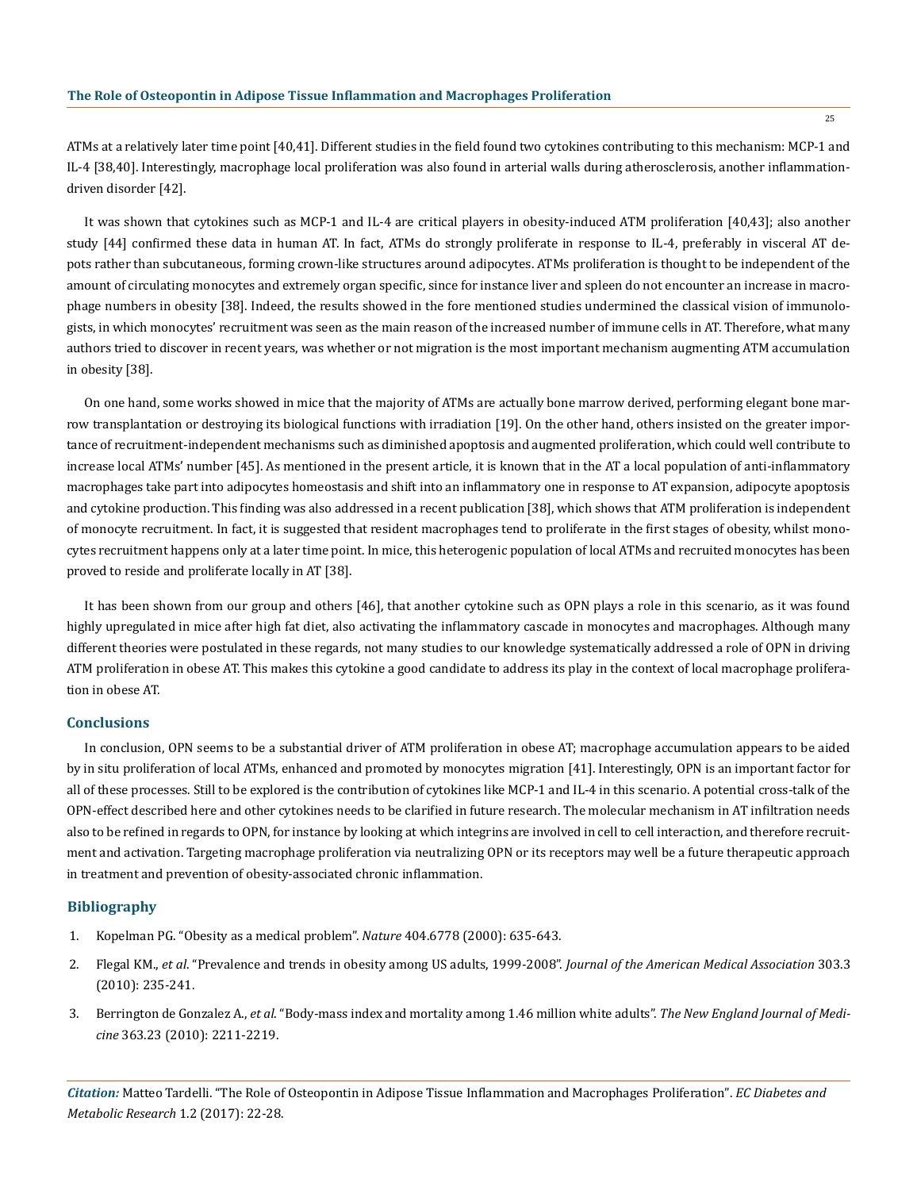ATMs at a relatively later time point [40,41]. Different studies in the field found two cytokines contributing to this mechanism: MCP-1 and IL-4 [38,40]. Interestingly, macrophage local proliferation was also found in arterial walls during atherosclerosis, another inflammation-driven disorder [42].

It was shown that cytokines such as MCP-1 and IL-4 are critical players in obesity-induced ATM proliferation [40,43]; also another study [44] confirmed these data in human AT. In fact, ATMs do strongly proliferate in response to IL-4, preferably in visceral AT depots rather than subcutaneous, forming crown-like structures around adipocytes. ATMs proliferation is thought to be independent of the amount of circulating monocytes and extremely organ specific, since for instance liver and spleen do not encounter an increase in macrophage numbers in obesity [38]. Indeed, the results showed in the fore mentioned studies undermined the classical vision of immunologists, in which monocytes' recruitment was seen as the main reason of the increased number of immune cells in AT. Therefore, what many authors tried to discover in recent years, was whether or not migration is the most important mechanism augmenting ATM accumulation in obesity [38].

On one hand, some works showed in mice that the majority of ATMs are actually bone marrow derived, performing elegant bone marrow transplantation or destroying its biological functions with irradiation [19]. On the other hand, others insisted on the greater importance of recruitment-independent mechanisms such as diminished apoptosis and augmented proliferation, which could well contribute to increase local ATMs' number [45]. As mentioned in the present article, it is known that in the AT a local population of anti-inflammatory macrophages take part into adipocytes homeostasis and shift into an inflammatory one in response to AT expansion, adipocyte apoptosis and cytokine production. This finding was also addressed in a recent publication [38], which shows that ATM proliferation is independent of monocyte recruitment. In fact, it is suggested that resident macrophages tend to proliferate in the first stages of obesity, whilst monocytes recruitment happens only at a later time point. In mice, this heterogenic population of local ATMs and recruited monocytes has been proved to reside and proliferate locally in AT [38].

It has been shown from our group and others [46], that another cytokine such as OPN plays a role in this scenario, as it was found highly upregulated in mice after high fat diet, also activating the inflammatory cascade in monocytes and macrophages. Although many different theories were postulated in these regards, not many studies to our knowledge systematically addressed a role of OPN in driving ATM proliferation in obese AT. This makes this cytokine a good candidate to address its play in the context of local macrophage proliferation in obese AT.

## Conclusions

In conclusion, OPN seems to be a substantial driver of ATM proliferation in obese AT; macrophage accumulation appears to be aided by in situ proliferation of local ATMs, enhanced and promoted by monocytes migration [41]. Interestingly, OPN is an important factor for all of these processes. Still to be explored is the contribution of cytokines like MCP-1 and IL-4 in this scenario. A potential cross-talk of the OPN-effect described here and other cytokines needs to be clarified in future research. The molecular mechanism in AT infiltration needs also to be refined in regards to OPN, for instance by looking at which integrins are involved in cell to cell interaction, and therefore recruitment and activation. Targeting macrophage proliferation via neutralizing OPN or its receptors may well be a future therapeutic approach in treatment and prevention of obesity-associated chronic inflammation.

## Bibliography

1. Kopelman PG. "Obesity as a medical problem". *Nature* 404.6778 (2000): 635-643.
2. Flegal KM., *et al*. "Prevalence and trends in obesity among US adults, 1999-2008". *Journal of the American Medical Association* 303.3 (2010): 235-241.
3. Berrington de Gonzalez A., *et al*. "Body-mass index and mortality among 1.46 million white adults". *The New England Journal of Medicine* 363.23 (2010): 2211-2219.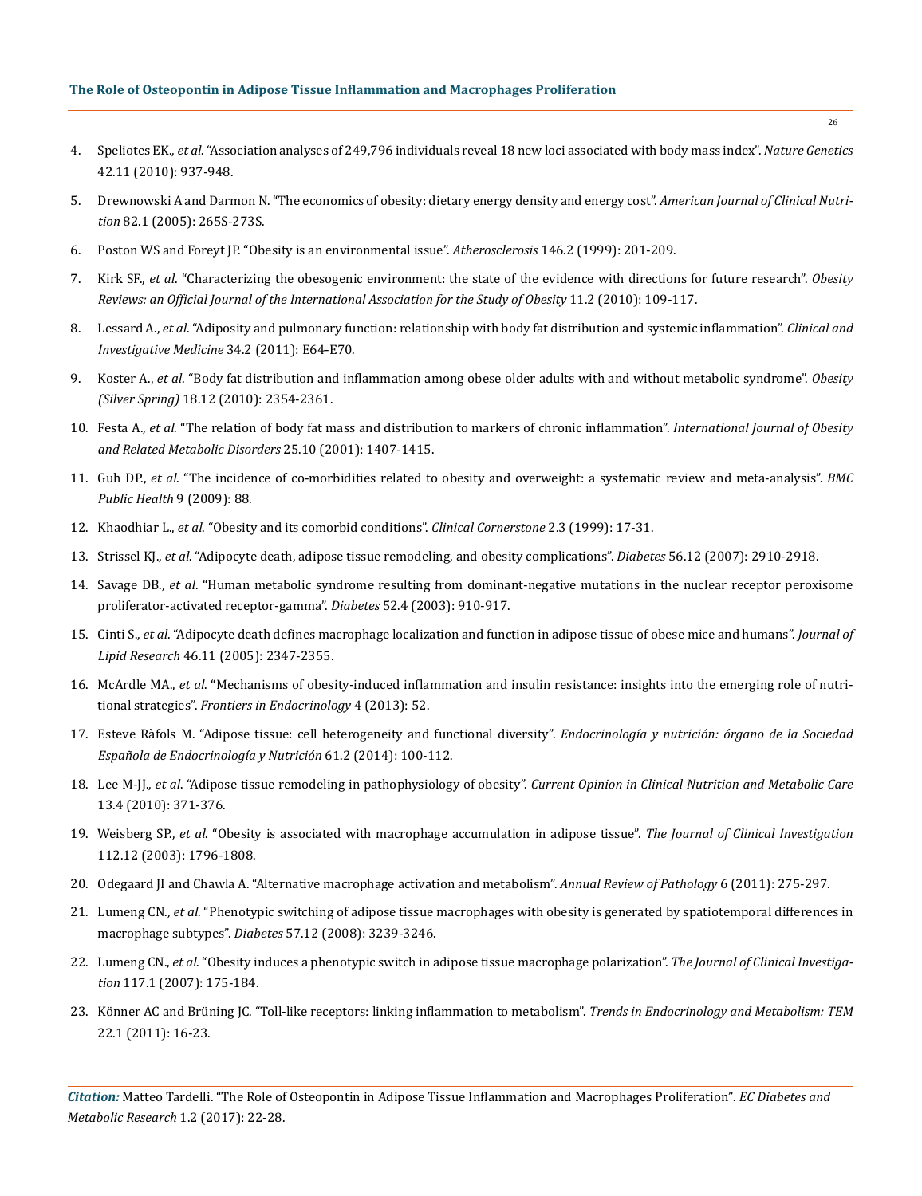4. Speliotes EK., *et al*. "Association analyses of 249,796 individuals reveal 18 new loci associated with body mass index". *Nature Genetics* 42.11 (2010): 937-948.
5. Drewnowski A and Darmon N. "The economics of obesity: dietary energy density and energy cost". *American Journal of Clinical Nutrition* 82.1 (2005): 265S-273S.
6. Poston WS and Foreyt JP. "Obesity is an environmental issue". *Atherosclerosis* 146.2 (1999): 201-209.
7. Kirk SF., *et al*. "Characterizing the obesogenic environment: the state of the evidence with directions for future research". *Obesity Reviews: an Official Journal of the International Association for the Study of Obesity* 11.2 (2010): 109-117.
8. Lessard A., *et al*. "Adiposity and pulmonary function: relationship with body fat distribution and systemic inflammation". *Clinical and Investigative Medicine* 34.2 (2011): E64-E70.
9. Koster A., *et al*. "Body fat distribution and inflammation among obese older adults with and without metabolic syndrome". *Obesity (Silver Spring)* 18.12 (2010): 2354-2361.
10. Festa A., *et al*. "The relation of body fat mass and distribution to markers of chronic inflammation". *International Journal of Obesity and Related Metabolic Disorders* 25.10 (2001): 1407-1415.
11. Guh DP., *et al*. "The incidence of co-morbidities related to obesity and overweight: a systematic review and meta-analysis". *BMC Public Health* 9 (2009): 88.
12. Khaodhiar L., *et al*. "Obesity and its comorbid conditions". *Clinical Cornerstone* 2.3 (1999): 17-31.
13. Strissel KJ., *et al*. "Adipocyte death, adipose tissue remodeling, and obesity complications". *Diabetes* 56.12 (2007): 2910-2918.
14. Savage DB., *et al*. "Human metabolic syndrome resulting from dominant-negative mutations in the nuclear receptor peroxisome proliferator-activated receptor-gamma". *Diabetes* 52.4 (2003): 910-917.
15. Cinti S., *et al*. "Adipocyte death defines macrophage localization and function in adipose tissue of obese mice and humans". *Journal of Lipid Research* 46.11 (2005): 2347-2355.
16. McArdle MA., *et al*. "Mechanisms of obesity-induced inflammation and insulin resistance: insights into the emerging role of nutritional strategies". *Frontiers in Endocrinology* 4 (2013): 52.
17. Esteve Ràfols M. "Adipose tissue: cell heterogeneity and functional diversity". *Endocrinología y nutrición: órgano de la Sociedad Española de Endocrinología y Nutrición* 61.2 (2014): 100-112.
18. Lee M-JJ., *et al*. "Adipose tissue remodeling in pathophysiology of obesity". *Current Opinion in Clinical Nutrition and Metabolic Care* 13.4 (2010): 371-376.
19. Weisberg SP., *et al*. "Obesity is associated with macrophage accumulation in adipose tissue". *The Journal of Clinical Investigation* 112.12 (2003): 1796-1808.
20. Odegaard JI and Chawla A. "Alternative macrophage activation and metabolism". *Annual Review of Pathology* 6 (2011): 275-297.
21. Lumeng CN., *et al*. "Phenotypic switching of adipose tissue macrophages with obesity is generated by spatiotemporal differences in macrophage subtypes". *Diabetes* 57.12 (2008): 3239-3246.
22. Lumeng CN., *et al*. "Obesity induces a phenotypic switch in adipose tissue macrophage polarization". *The Journal of Clinical Investigation* 117.1 (2007): 175-184.
23. Könner AC and Brüning JC. "Toll-like receptors: linking inflammation to metabolism". *Trends in Endocrinology and Metabolism: TEM* 22.1 (2011): 16-23.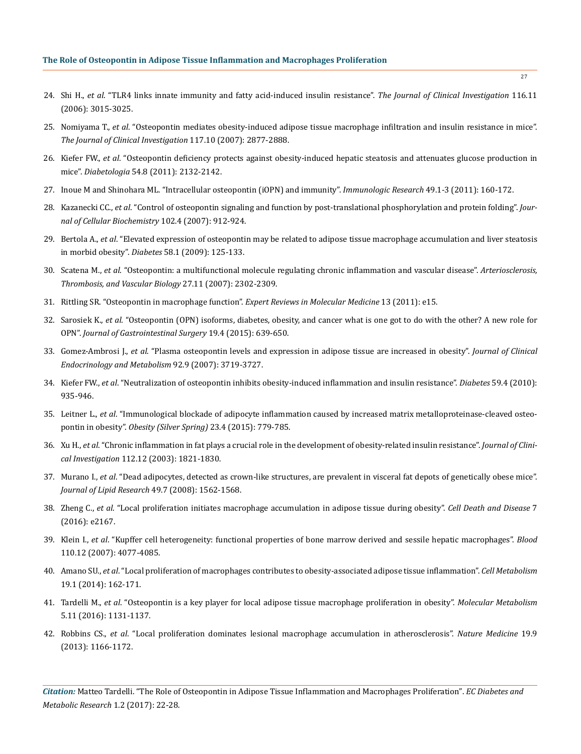24. Shi H., *et al*. "TLR4 links innate immunity and fatty acid-induced insulin resistance". *The Journal of Clinical Investigation* 116.11 (2006): 3015-3025.
25. Nomiyama T., *et al*. "Osteopontin mediates obesity-induced adipose tissue macrophage infiltration and insulin resistance in mice". *The Journal of Clinical Investigation* 117.10 (2007): 2877-2888.
26. Kiefer FW., *et al*. "Osteopontin deficiency protects against obesity-induced hepatic steatosis and attenuates glucose production in mice". *Diabetologia* 54.8 (2011): 2132-2142.
27. Inoue M and Shinohara ML. "Intracellular osteopontin (iOPN) and immunity". *Immunologic Research* 49.1-3 (2011): 160-172.
28. Kazanecki CC., *et al*. "Control of osteopontin signaling and function by post-translational phosphorylation and protein folding". *Journal of Cellular Biochemistry* 102.4 (2007): 912-924.
29. Bertola A., *et al*. "Elevated expression of osteopontin may be related to adipose tissue macrophage accumulation and liver steatosis in morbid obesity". *Diabetes* 58.1 (2009): 125-133.
30. Scatena M., *et al*. "Osteopontin: a multifunctional molecule regulating chronic inflammation and vascular disease". *Arteriosclerosis, Thrombosis, and Vascular Biology* 27.11 (2007): 2302-2309.
31. Rittling SR. "Osteopontin in macrophage function". *Expert Reviews in Molecular Medicine* 13 (2011): e15.
32. Sarosiek K., *et al*. "Osteopontin (OPN) isoforms, diabetes, obesity, and cancer what is one got to do with the other? A new role for OPN". *Journal of Gastrointestinal Surgery* 19.4 (2015): 639-650.
33. Gomez-Ambrosi J., *et al*. "Plasma osteopontin levels and expression in adipose tissue are increased in obesity". *Journal of Clinical Endocrinology and Metabolism* 92.9 (2007): 3719-3727.
34. Kiefer FW., *et al*. "Neutralization of osteopontin inhibits obesity-induced inflammation and insulin resistance". *Diabetes* 59.4 (2010): 935-946.
35. Leitner L., *et al*. "Immunological blockade of adipocyte inflammation caused by increased matrix metalloproteinase-cleaved osteopontin in obesity". *Obesity (Silver Spring)* 23.4 (2015): 779-785.
36. Xu H., *et al*. "Chronic inflammation in fat plays a crucial role in the development of obesity-related insulin resistance". *Journal of Clinical Investigation* 112.12 (2003): 1821-1830.
37. Murano I., *et al*. "Dead adipocytes, detected as crown-like structures, are prevalent in visceral fat depots of genetically obese mice". *Journal of Lipid Research* 49.7 (2008): 1562-1568.
38. Zheng C., *et al*. "Local proliferation initiates macrophage accumulation in adipose tissue during obesity". *Cell Death and Disease* 7 (2016): e2167.
39. Klein I., *et al*. "Kupffer cell heterogeneity: functional properties of bone marrow derived and sessile hepatic macrophages". *Blood* 110.12 (2007): 4077-4085.
40. Amano SU., *et al*. "Local proliferation of macrophages contributes to obesity-associated adipose tissue inflammation". *Cell Metabolism* 19.1 (2014): 162-171.
41. Tardelli M., *et al*. "Osteopontin is a key player for local adipose tissue macrophage proliferation in obesity". *Molecular Metabolism* 5.11 (2016): 1131-1137.
42. Robbins CS., *et al*. "Local proliferation dominates lesional macrophage accumulation in atherosclerosis". *Nature Medicine* 19.9 (2013): 1166-1172.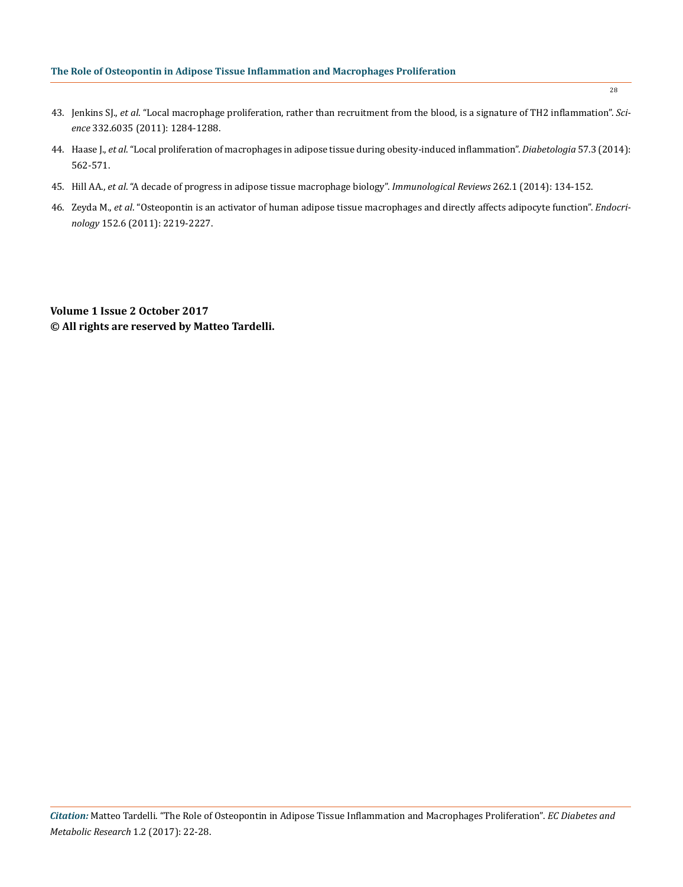43. Jenkins SJ., *et al*. "Local macrophage proliferation, rather than recruitment from the blood, is a signature of TH2 inflammation". *Science* 332.6035 (2011): 1284-1288.

44. Haase J., *et al*. "Local proliferation of macrophages in adipose tissue during obesity-induced inflammation". *Diabetologia* 57.3 (2014): 562-571.

45. Hill AA., *et al*. "A decade of progress in adipose tissue macrophage biology". *Immunological Reviews* 262.1 (2014): 134-152.

46. Zeyda M., *et al*. "Osteopontin is an activator of human adipose tissue macrophages and directly affects adipocyte function". *Endocrinology* 152.6 (2011): 2219-2227.

**Volume 1 Issue 2 October 2017**
**© All rights are reserved by Matteo Tardelli.**